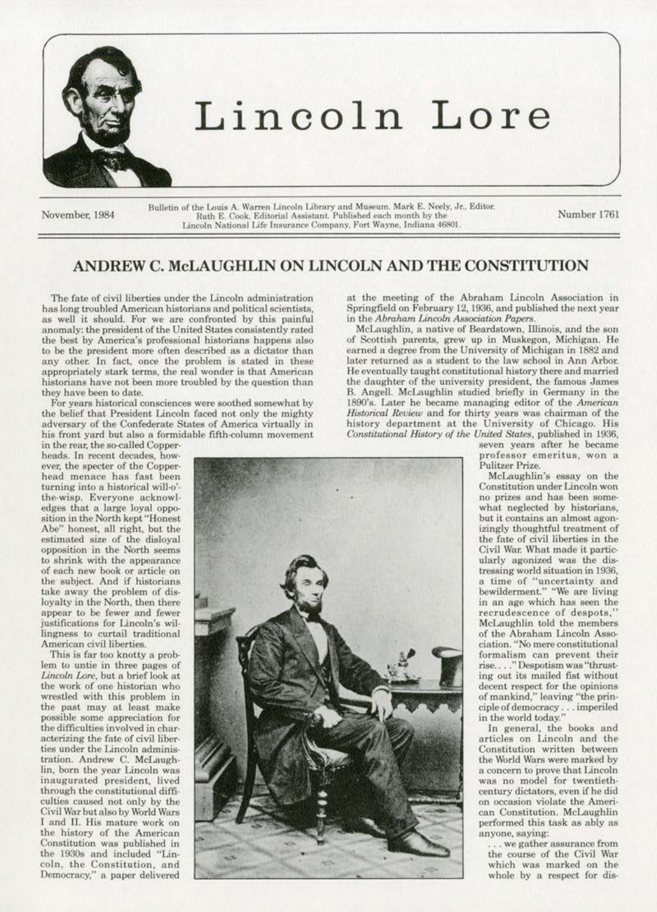# Lincoln Lore

November, 1984

Bulletin of the Louis A. Warren Lincoln Library and Museum. Mark E. Neely, Jr., Editor. Ruth E. Cook, Editorial Assistant. Published each month by the Lincoln National Life Insurance Company, Fort Wayne, Indiana 46801.

Number 1761

## ANDREW C. McLAUGHLIN ON LINCOLN AND THE CONSTITUTION

The fate of civil liberties under the Lincoln administration has long troubled American historians and political scientists, as well it should. For we are confronted by this painful anomaly: the president of the United States consistently rated the best by America's professional historians happens also to be the president more often described as a dictator than any other. In fact, once the problem is stated in these appropriately stark terms, the real wonder is that American historians have not been more troubled by the question than they have been to date.

For years historical consciences were soothed somewhat by the belief that President Lincoln faced not only the mighty adversary of the Confederate States of America virtually in his front yard but also a formidable fifth-column movement in the rear, the so-called Copperheads. In recent decades, however, the specter of the Copperhead menace has fast been turning into a historical will-o'-the-wisp. Everyone acknowledges that a large loyal opposition in the North kept "Honest Abe" honest, all right, but the estimated size of the disloyal opposition in the North seems to shrink with the appearance of each new book or article on the subject. And if historians take away the problem of disloyalty in the North, then there appear to be fewer and fewer justifications for Lincoln's willingness to curtail traditional American civil liberties.

This is far too knotty a problem to untie in three pages of *Lincoln Lore*, but a brief look at the work of one historian who wrestled with this problem in the past may at least make possible some appreciation for the difficulties involved in characterizing the fate of civil liberties under the Lincoln administration. Andrew C. McLaughlin, born the year Lincoln was inaugurated president, lived through the constitutional difficulties caused not only by the Civil War but also by World Wars I and II. His mature work on the history of the American Constitution was published in the 1930s and included "Lincoln, the Constitution, and Democracy," a paper delivered at the meeting of the Abraham Lincoln Association in Springfield on February 12, 1936, and published the next year in the *Abraham Lincoln Association Papers*.

McLaughlin, a native of Beardstown, Illinois, and the son of Scottish parents, grew up in Muskegon, Michigan. He earned a degree from the University of Michigan in 1882 and later returned as a student to the law school in Ann Arbor. He eventually taught constitutional history there and married the daughter of the university president, the famous James B. Angell. McLaughlin studied briefly in Germany in the 1890's. Later he became managing editor of the *American Historical Review* and for thirty years was chairman of the history department at the University of Chicago. His *Constitutional History of the United States*, published in 1936, seven years after he became professor emeritus, won a Pulitzer Prize.

McLaughlin's essay on the Constitution under Lincoln won no prizes and has been somewhat neglected by historians, but it contains an almost agonizingly thoughtful treatment of the fate of civil liberties in the Civil War. What made it particularly agonized was the distressing world situation in 1936, a time of "uncertainty and bewilderment." "We are living in an age which has seen the recrudescence of despots," McLaughlin told the members of the Abraham Lincoln Association. "No mere constitutional formalism can prevent their rise. . . ." Despotism was "thrusting out its mailed fist without decent respect for the opinions of mankind," leaving "the principle of democracy . . . imperiled in the world today."

In general, the books and articles on Lincoln and the Constitution written between the World Wars were marked by a concern to prove that Lincoln was no model for twentieth-century dictators, even if he did on occasion violate the American Constitution. McLaughlin performed this task as ably as anyone, saying:

> . . . we gather assurance from the course of the Civil War which was marked on the whole by a respect for dis-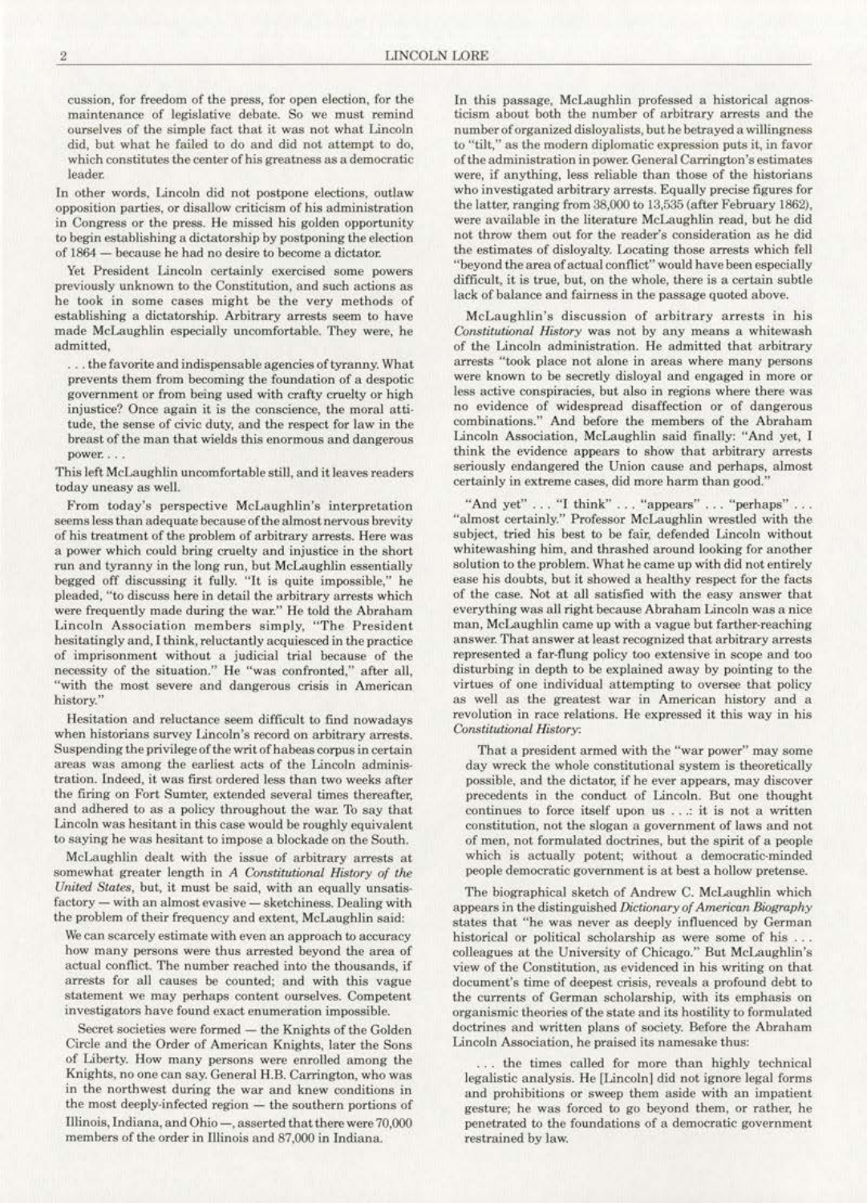cussion, for freedom of the press, for open election, for the maintenance of legislative debate. So we must remind ourselves of the simple fact that it was not what Lincoln did, but what he failed to do and did not attempt to do, which constitutes the center of his greatness as a democratic leader.

In other words, Lincoln did not postpone elections, outlaw opposition parties, or disallow criticism of his administration in Congress or the press. He missed his golden opportunity to begin establishing a dictatorship by postponing the election of 1864 — because he had no desire to become a dictator.

Yet President Lincoln certainly exercised some powers previously unknown to the Constitution, and such actions as he took in some cases might be the very methods of establishing a dictatorship. Arbitrary arrests seem to have made McLaughlin especially uncomfortable. They were, he admitted,

> . . . the favorite and indispensable agencies of tyranny. What prevents them from becoming the foundation of a despotic government or from being used with crafty cruelty or high injustice? Once again it is the conscience, the moral attitude, the sense of civic duty, and the respect for law in the breast of the man that wields this enormous and dangerous power. . . .

This left McLaughlin uncomfortable still, and it leaves readers today uneasy as well.

From today's perspective McLaughlin's interpretation seems less than adequate because of the almost nervous brevity of his treatment of the problem of arbitrary arrests. Here was a power which could bring cruelty and injustice in the short run and tyranny in the long run, but McLaughlin essentially begged off discussing it fully. "It is quite impossible," he pleaded, "to discuss here in detail the arbitrary arrests which were frequently made during the war." He told the Abraham Lincoln Association members simply, "The President hesitatingly and, I think, reluctantly acquiesced in the practice of imprisonment without a judicial trial because of the necessity of the situation." He "was confronted," after all, "with the most severe and dangerous crisis in American history."

Hesitation and reluctance seem difficult to find nowadays when historians survey Lincoln's record on arbitrary arrests. Suspending the privilege of the writ of habeas corpus in certain areas was among the earliest acts of the Lincoln administration. Indeed, it was first ordered less than two weeks after the firing on Fort Sumter, extended several times thereafter, and adhered to as a policy throughout the war. To say that Lincoln was hesitant in this case would be roughly equivalent to saying he was hesitant to impose a blockade on the South.

McLaughlin dealt with the issue of arbitrary arrests at somewhat greater length in *A Constitutional History of the United States*, but, it must be said, with an equally unsatisfactory — with an almost evasive — sketchiness. Dealing with the problem of their frequency and extent, McLaughlin said:

> We can scarcely estimate with even an approach to accuracy how many persons were thus arrested beyond the area of actual conflict. The number reached into the thousands, if arrests for all causes be counted; and with this vague statement we may perhaps content ourselves. Competent investigators have found exact enumeration impossible.
>
> Secret societies were formed — the Knights of the Golden Circle and the Order of American Knights, later the Sons of Liberty. How many persons were enrolled among the Knights, no one can say. General H.B. Carrington, who was in the northwest during the war and knew conditions in the most deeply-infected region — the southern portions of Illinois, Indiana, and Ohio —, asserted that there were 70,000 members of the order in Illinois and 87,000 in Indiana.

In this passage, McLaughlin professed a historical agnosticism about both the number of arbitrary arrests and the number of organized disloyalists, but he betrayed a willingness to "tilt," as the modern diplomatic expression puts it, in favor of the administration in power. General Carrington's estimates were, if anything, less reliable than those of the historians who investigated arbitrary arrests. Equally precise figures for the latter, ranging from 38,000 to 13,535 (after February 1862), were available in the literature McLaughlin read, but he did not throw them out for the reader's consideration as he did the estimates of disloyalty. Locating those arrests which fell "beyond the area of actual conflict" would have been especially difficult, it is true, but, on the whole, there is a certain subtle lack of balance and fairness in the passage quoted above.

McLaughlin's discussion of arbitrary arrests in his *Constitutional History* was not by any means a whitewash of the Lincoln administration. He admitted that arbitrary arrests "took place not alone in areas where many persons were known to be secretly disloyal and engaged in more or less active conspiracies, but also in regions where there was no evidence of widespread disaffection or of dangerous combinations." And before the members of the Abraham Lincoln Association, McLaughlin said finally: "And yet, I think the evidence appears to show that arbitrary arrests seriously endangered the Union cause and perhaps, almost certainly in extreme cases, did more harm than good."

"And yet" . . . "I think" . . . "appears" . . . "perhaps" . . . "almost certainly." Professor McLaughlin wrestled with the subject, tried his best to be fair, defended Lincoln without whitewashing him, and thrashed around looking for another solution to the problem. What he came up with did not entirely ease his doubts, but it showed a healthy respect for the facts of the case. Not at all satisfied with the easy answer that everything was all right because Abraham Lincoln was a nice man, McLaughlin came up with a vague but farther-reaching answer. That answer at least recognized that arbitrary arrests represented a far-flung policy too extensive in scope and too disturbing in depth to be explained away by pointing to the virtues of one individual attempting to oversee that policy as well as the greatest war in American history and a revolution in race relations. He expressed it this way in his *Constitutional History*:

> That a president armed with the "war power" may some day wreck the whole constitutional system is theoretically possible, and the dictator, if he ever appears, may discover precedents in the conduct of Lincoln. But one thought continues to force itself upon us . . .: it is not a written constitution, not the slogan a government of laws and not of men, not formulated doctrines, but the spirit of a people which is actually potent; without a democratic-minded people democratic government is at best a hollow pretense.

The biographical sketch of Andrew C. McLaughlin which appears in the distinguished *Dictionary of American Biography* states that "he was never as deeply influenced by German historical or political scholarship as were some of his . . . colleagues at the University of Chicago." But McLaughlin's view of the Constitution, as evidenced in his writing on that document's time of deepest crisis, reveals a profound debt to the currents of German scholarship, with its emphasis on organismic theories of the state and its hostility to formulated doctrines and written plans of society. Before the Abraham Lincoln Association, he praised its namesake thus:

> . . . the times called for more than highly technical legalistic analysis. He [Lincoln] did not ignore legal forms and prohibitions or sweep them aside with an impatient gesture; he was forced to go beyond them, or rather, he penetrated to the foundations of a democratic government restrained by law.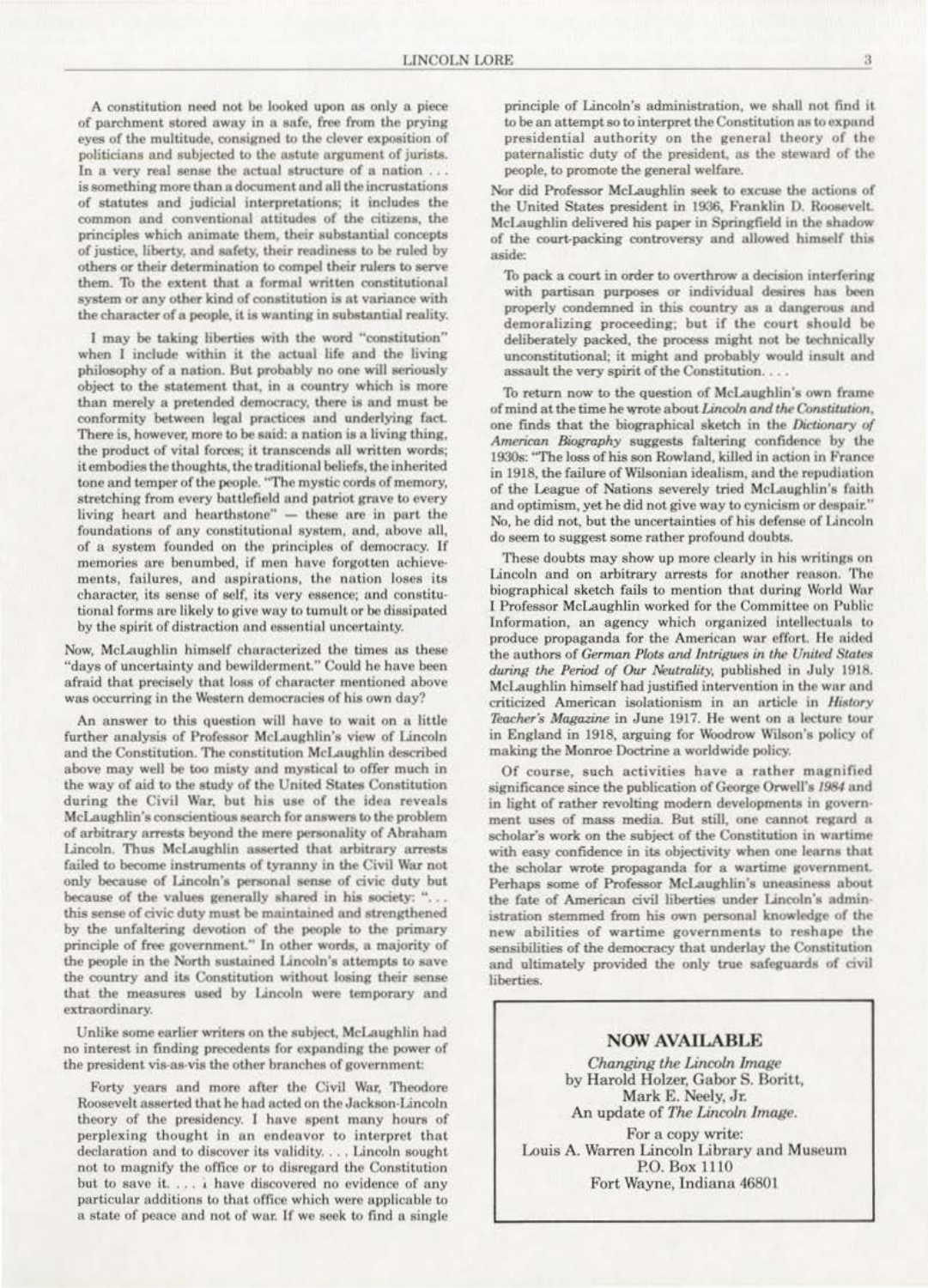A constitution need not be looked upon as only a piece of parchment stored away in a safe, free from the prying eyes of the multitude, consigned to the clever exposition of politicians and subjected to the astute argument of jurists. In a very real sense the actual structure of a nation . . . is something more than a document and all the incrustations of statutes and judicial interpretations; it includes the common and conventional attitudes of the citizens, the principles which animate them, their substantial concepts of justice, liberty, and safety, their readiness to be ruled by others or their determination to compel their rulers to serve them. To the extent that a formal written constitutional system or any other kind of constitution is at variance with the character of a people, it is wanting in substantial reality.

I may be taking liberties with the word "constitution" when I include within it the actual life and the living philosophy of a nation. But probably no one will seriously object to the statement that, in a country which is more than merely a pretended democracy, there is and must be conformity between legal practices and underlying fact. There is, however, more to be said: a nation is a living thing, the product of vital forces; it transcends all written words; it embodies the thoughts, the traditional beliefs, the inherited tone and temper of the people. "The mystic cords of memory, stretching from every battlefield and patriot grave to every living heart and hearthstone" — these are in part the foundations of any constitutional system, and, above all, of a system founded on the principles of democracy. If memories are benumbed, if men have forgotten achievements, failures, and aspirations, the nation loses its character, its sense of self, its very essence; and constitutional forms are likely to give way to tumult or be dissipated by the spirit of distraction and essential uncertainty.

Now, McLaughlin himself characterized the times as these "days of uncertainty and bewilderment." Could he have been afraid that precisely that loss of character mentioned above was occurring in the Western democracies of his own day?

An answer to this question will have to wait on a little further analysis of Professor McLaughlin's view of Lincoln and the Constitution. The constitution McLaughlin described above may well be too misty and mystical to offer much in the way of aid to the study of the United States Constitution during the Civil War, but his use of the idea reveals McLaughlin's conscientious search for answers to the problem of arbitrary arrests beyond the mere personality of Abraham Lincoln. Thus McLaughlin asserted that arbitrary arrests failed to become instruments of tyranny in the Civil War not only because of Lincoln's personal sense of civic duty but because of the values generally shared in his society: ". . . this sense of civic duty must be maintained and strengthened by the unfaltering devotion of the people to the primary principle of free government." In other words, a majority of the people in the North sustained Lincoln's attempts to save the country and its Constitution without losing their sense that the measures used by Lincoln were temporary and extraordinary.

Unlike some earlier writers on the subject, McLaughlin had no interest in finding precedents for expanding the power of the president vis-as-vis the other branches of government:

Forty years and more after the Civil War, Theodore Roosevelt asserted that he had acted on the Jackson-Lincoln theory of the presidency. I have spent many hours of perplexing thought in an endeavor to interpret that declaration and to discover its validity. . . . Lincoln sought not to magnify the office or to disregard the Constitution but to save it. . . . I have discovered no evidence of any particular additions to that office which were applicable to a state of peace and not of war. If we seek to find a single principle of Lincoln's administration, we shall not find it to be an attempt so to interpret the Constitution as to expand presidential authority on the general theory of the paternalistic duty of the president, as the steward of the people, to promote the general welfare.

Nor did Professor McLaughlin seek to excuse the actions of the United States president in 1936, Franklin D. Roosevelt. McLaughlin delivered his paper in Springfield in the shadow of the court-packing controversy and allowed himself this aside:

To pack a court in order to overthrow a decision interfering with partisan purposes or individual desires has been properly condemned in this country as a dangerous and demoralizing proceeding; but if the court should be deliberately packed, the process might not be technically unconstitutional; it might and probably would insult and assault the very spirit of the Constitution. . . .

To return now to the question of McLaughlin's own frame of mind at the time he wrote about *Lincoln and the Constitution*, one finds that the biographical sketch in the *Dictionary of American Biography* suggests faltering confidence by the 1930s: "The loss of his son Rowland, killed in action in France in 1918, the failure of Wilsonian idealism, and the repudiation of the League of Nations severely tried McLaughlin's faith and optimism, yet he did not give way to cynicism or despair." No, he did not, but the uncertainties of his defense of Lincoln do seem to suggest some rather profound doubts.

These doubts may show up more clearly in his writings on Lincoln and on arbitrary arrests for another reason. The biographical sketch fails to mention that during World War I Professor McLaughlin worked for the Committee on Public Information, an agency which organized intellectuals to produce propaganda for the American war effort. He aided the authors of *German Plots and Intrigues in the United States during the Period of Our Neutrality*, published in July 1918. McLaughlin himself had justified intervention in the war and criticized American isolationism in an article in *History Teacher's Magazine* in June 1917. He went on a lecture tour in England in 1918, arguing for Woodrow Wilson's policy of making the Monroe Doctrine a worldwide policy.

Of course, such activities have a rather magnified significance since the publication of George Orwell's *1984* and in light of rather revolting modern developments in government uses of mass media. But still, one cannot regard a scholar's work on the subject of the Constitution in wartime with easy confidence in its objectivity when one learns that the scholar wrote propaganda for a wartime government. Perhaps some of Professor McLaughlin's uneasiness about the fate of American civil liberties under Lincoln's administration stemmed from his own personal knowledge of the new abilities of wartime governments to reshape the sensibilities of the democracy that underlay the Constitution and ultimately provided the only true safeguards of civil liberties.

**NOW AVAILABLE**

*Changing the Lincoln Image*
by Harold Holzer, Gabor S. Boritt, Mark E. Neely, Jr.
An update of *The Lincoln Image*.

For a copy write:
Louis A. Warren Lincoln Library and Museum
P.O. Box 1110
Fort Wayne, Indiana 46801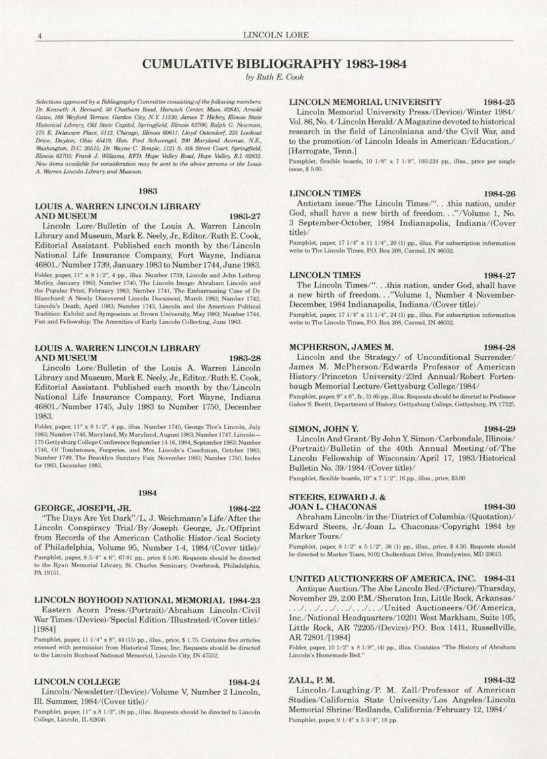# CUMULATIVE BIBLIOGRAPHY 1983-1984

*by Ruth E. Cook*

*Selections approved by a Bibliography Committee consisting of the following members: Dr. Kenneth A. Bernard, 50 Chatham Road, Harwich Center, Mass. 02645; Arnold Gates, 168 Weyford Terrace, Garden City, N.Y. 11530; James T. Hickey, Illinois State Historical Library, Old State Capitol, Springfield, Illinois 62706; Ralph G. Newman, 175 E. Delaware Place, 5112, Chicago, Illinois 60611; Lloyd Ostendorf, 225 Lookout Drive, Dayton, Ohio 45419; Hon. Fred Schwengel, 200 Maryland Avenue, N.E., Washington, D.C. 20515; Dr. Wayne C. Temple, 1121 S. 4th Street Court, Springfield, Illinois 62703; Frank J. Williams, RFD, Hope Valley Road, Hope Valley, R.I. 02832. New items available for consideration may be sent to the above persons or the Louis A. Warren Lincoln Library and Museum.*

## 1983

### LOUIS A. WARREN LINCOLN LIBRARY AND MUSEUM — 1983-27

Lincoln Lore/Bulletin of the Louis A. Warren Lincoln Library and Museum, Mark E. Neely, Jr., Editor./Ruth E. Cook, Editorial Assistant. Published each month by the/Lincoln National Life Insurance Company, Fort Wayne, Indiana 46801./Number 1739, January 1983 to Number 1744, June 1983.

Folder, paper, 11" x 8 1/2", 4 pp., illus. Number 1739, Lincoln and John Lothrop Motley, January 1983; Number 1740, The Lincoln Image: Abraham Lincoln and the Popular Print, February 1983; Number 1741, The Embarrassing Case of Dr. Blanchard: A Newly Discovered Lincoln Document, March 1983; Number 1742, Lincoln's Death, April 1983; Number 1743, Lincoln and the American Political Tradition: Exhibit and Symposium at Brown University, May 1983; Number 1744, Fun and Fellowship: The Amenities of Early Lincoln Collecting, June 1983.

### LOUIS A. WARREN LINCOLN LIBRARY AND MUSEUM — 1983-28

Lincoln Lore/Bulletin of the Louis A. Warren Lincoln Library and Museum, Mark E. Neely, Jr., Editor./Ruth E. Cook, Editorial Assistant. Published each month by the/Lincoln National Life Insurance Company, Fort Wayne, Indiana 46801./Number 1745, July 1983 to Number 1750, December 1983.

Folder, paper, 11" x 8 1/2", 4 pp., illus. Number 1745, George Tice's Lincoln, July 1983; Number 1746, Maryland, My Maryland, August 1983; Number 1747, Lincoln—175 Gettysburg College Conference September 14-16, 1984, September 1983; Number 1748, Of Tombstones, Forgeries, and Mrs. Lincoln's Coachman, October 1983; Number 1749, The Brooklyn Sanitary Fair, November 1983; Number 1750, Index for 1983, December 1983.

## 1984

### GEORGE, JOSEPH, JR. — 1984-22

"The Days Are Yet Dark"/L. J. Weichmann's Life/After the Lincoln Conspiracy Trial/By/Joseph George, Jr./Offprint from Records of the American Catholic Histor-/ical Society of Philadelphia, Volume 95, Number 1-4, 1984/(Cover title)/

Pamphlet, paper, 8 3/4" x 6", 67-81 pp., price $ 5.00. Requests should be directed to the Ryan Memorial Library, St. Charles Seminary, Overbrook, Philadelphia, PA 19151.

### LINCOLN BOYHOOD NATIONAL MEMORIAL — 1984-23

Eastern Acorn Press/(Portrait)/Abraham Lincoln/Civil War Times/(Device)/Special Edition/Illustrated/(Cover title)/[1984]

Pamphlet, paper, 11 1/4" x 8", 44 (15) pp., illus., price, $ 1.75. Contains five articles reissued with permission from Historical Times, Inc. Requests should be directed to the Lincoln Boyhood National Memorial, Lincoln City, IN 47552.

### LINCOLN COLLEGE — 1984-24

Lincoln/Newsletter/(Device)/Volume V, Number 2 Lincoln, Ill. Summer, 1984/(Cover title)/

Pamphlet, paper, 11" x 8 1/2", (8) pp., illus. Requests should be directed to Lincoln College, Lincoln, IL 62656.

### LINCOLN MEMORIAL UNIVERSITY — 1984-25

Lincoln Memorial University Press/(Device)/Winter 1984/Vol. 86, No. 4/Lincoln Herald/A Magazine devoted to historical research in the field of Lincolniana and/the Civil War, and to the promotion/of Lincoln Ideals in American/Education./[Harrogate, Tenn.]

Pamphlet, flexible boards, 10 1/8" x 7 1/8", 193-224 pp., illus., price per single issue, $ 5.00.

### LINCOLN TIMES — 1984-26

Antietam issue/The Lincoln Times/". . .this nation, under God, shall have a new birth of freedom. . ."/Volume 1, No. 3 September-October, 1984 Indianapolis, Indiana/(Cover title)/

Pamphlet, paper, 17 1/4" x 11 1/4", 20 (1) pp., illus. For subscription information write to The Lincoln Times, P.O. Box 208, Carmel, IN 46032.

### LINCOLN TIMES — 1984-27

The Lincoln Times/". . .this nation, under God, shall have a new birth of freedom. . ."Volume 1, Number 4 November-December, 1984 Indianapolis, Indiana/(Cover title)/

Pamphlet, paper, 17 1/4" x 11 1/4", 24 (1) pp., illus. For subscription information write to The Lincoln Times, P.O. Box 208, Carmel, IN 46032.

### MCPHERSON, JAMES M. — 1984-28

Lincoln and the Strategy/ of Unconditional Surrender/ James M. McPherson/Edwards Professor of American History/Princeton University/23rd Annual/Robert Fortenbaugh Memorial Lecture/Gettysburg College/1984/

Pamphlet, paper, 9" x 6", fr., 31 (6) pp., illus. Requests should be directed to Professor Gabor S. Boritt, Department of History, Gettysburg College, Gettysburg, PA 17325.

### SIMON, JOHN Y. — 1984-29

Lincoln And Grant/By John Y. Simon/Carbondale, Illinois/(Portrait)/Bulletin of the 40th Annual Meeting/of/The Lincoln Fellowship of Wisconsin/April 17, 1983/Historical Bulletin No. 39/1984/(Cover title)/

Pamphlet, flexible boards, 10" x 7 1/2", 16 pp., illus., price, $3.00.

### STEERS, EDWARD J. & JOAN L. CHACONAS — 1984-30

Abraham Lincoln/in the/District of Columbia/(Quotation)/ Edward Steers, Jr./Joan L. Chaconas/Copyright 1984 by Marker Tours/

Pamphlet, paper, 8 1/2" x 5 1/2", 36 (1) pp., illus., price, $ 4.50. Requests should be directed to Marker Tours, 9102 Cheltenham Drive, Brandywine, MD 20613.

### UNITED AUCTIONEERS OF AMERICA, INC. — 1984-31

Antique Auction/The Abe Lincoln Bed/(Picture)/Thursday, November 29, 2:00 P.M./Sheraton Inn, Little Rock, Arkansas/ . . ./. . ./. . ./. . ./. . ./. . ./United Auctioneers/Of/America, Inc./National Headquarters/10201 West Markham, Suite 105, Little Rock, AR 72205/(Device)/P.O. Box 1411, Russellville, AR 72801/[1984]

Folder, paper, 10 1/2" x 8 1/8", (4) pp., illus. Contains "The History of Abraham Lincoln's Homemade Bed."

### ZALL, P. M. — 1984-32

Lincoln/Laughing/P. M. Zall/Professor of American Studies/California State University/Los Angeles/Lincoln Memorial Shrine/Redlands, California/February 12, 1984/

Pamphlet, paper, 9 1/4" x 5 3/4", 18 pp.